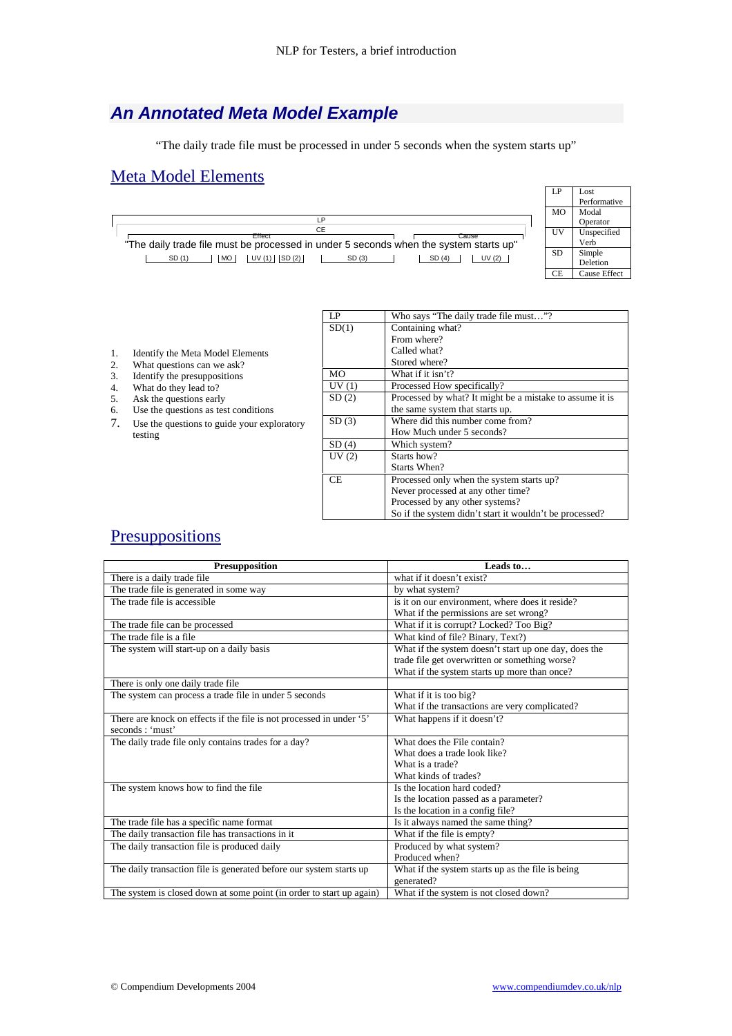## An Annotated Meta Model Example

"The daily trade file must be processed in under 5 seconds when the system starts up"

### Meta Model Elements

```
                                   LP
                                   CE
        Effect                                             Cause
"The daily trade file must be processed in under 5 seconds when the system starts up"
   SD (1)        MO  UV (1) SD (2)      SD (3)         SD (4)      UV (2)
```

| LP | Lost Performative |
|---|---|
| MO | Modal Operator |
| UV | Unspecified Verb |
| SD | Simple Deletion |
| CE | Cause Effect |

1. Identify the Meta Model Elements
2. What questions can we ask?
3. Identify the presuppositions
4. What do they lead to?
5. Ask the questions early
6. Use the questions as test conditions
7. Use the questions to guide your exploratory testing

| LP | Who says "The daily trade file must…"? |
|---|---|
| SD(1) | Containing what?<br>From where?<br>Called what?<br>Stored where? |
| MO | What if it isn't? |
| UV (1) | Processed How specifically? |
| SD (2) | Processed by what? It might be a mistake to assume it is the same system that starts up. |
| SD (3) | Where did this number come from?<br>How Much under 5 seconds? |
| SD (4) | Which system? |
| UV (2) | Starts how?<br>Starts When? |
| CE | Processed only when the system starts up?<br>Never processed at any other time?<br>Processed by any other systems?<br>So if the system didn't start it wouldn't be processed? |

### Presuppositions

| Presupposition | Leads to… |
|---|---|
| There is a daily trade file | what if it doesn't exist? |
| The trade file is generated in some way | by what system? |
| The trade file is accessible | is it on our environment, where does it reside?<br>What if the permissions are set wrong? |
| The trade file can be processed | What if it is corrupt? Locked? Too Big? |
| The trade file is a file | What kind of file? Binary, Text?) |
| The system will start-up on a daily basis | What if the system doesn't start up one day, does the trade file get overwritten or something worse?<br>What if the system starts up more than once? |
| There is only one daily trade file | |
| The system can process a trade file in under 5 seconds | What if it is too big?<br>What if the transactions are very complicated? |
| There are knock on effects if the file is not processed in under '5' seconds : 'must' | What happens if it doesn't? |
| The daily trade file only contains trades for a day? | What does the File contain?<br>What does a trade look like?<br>What is a trade?<br>What kinds of trades? |
| The system knows how to find the file | Is the location hard coded?<br>Is the location passed as a parameter?<br>Is the location in a config file? |
| The trade file has a specific name format | Is it always named the same thing? |
| The daily transaction file has transactions in it | What if the file is empty? |
| The daily transaction file is produced daily | Produced by what system?<br>Produced when? |
| The daily transaction file is generated before our system starts up | What if the system starts up as the file is being generated? |
| The system is closed down at some point (in order to start up again) | What if the system is not closed down? |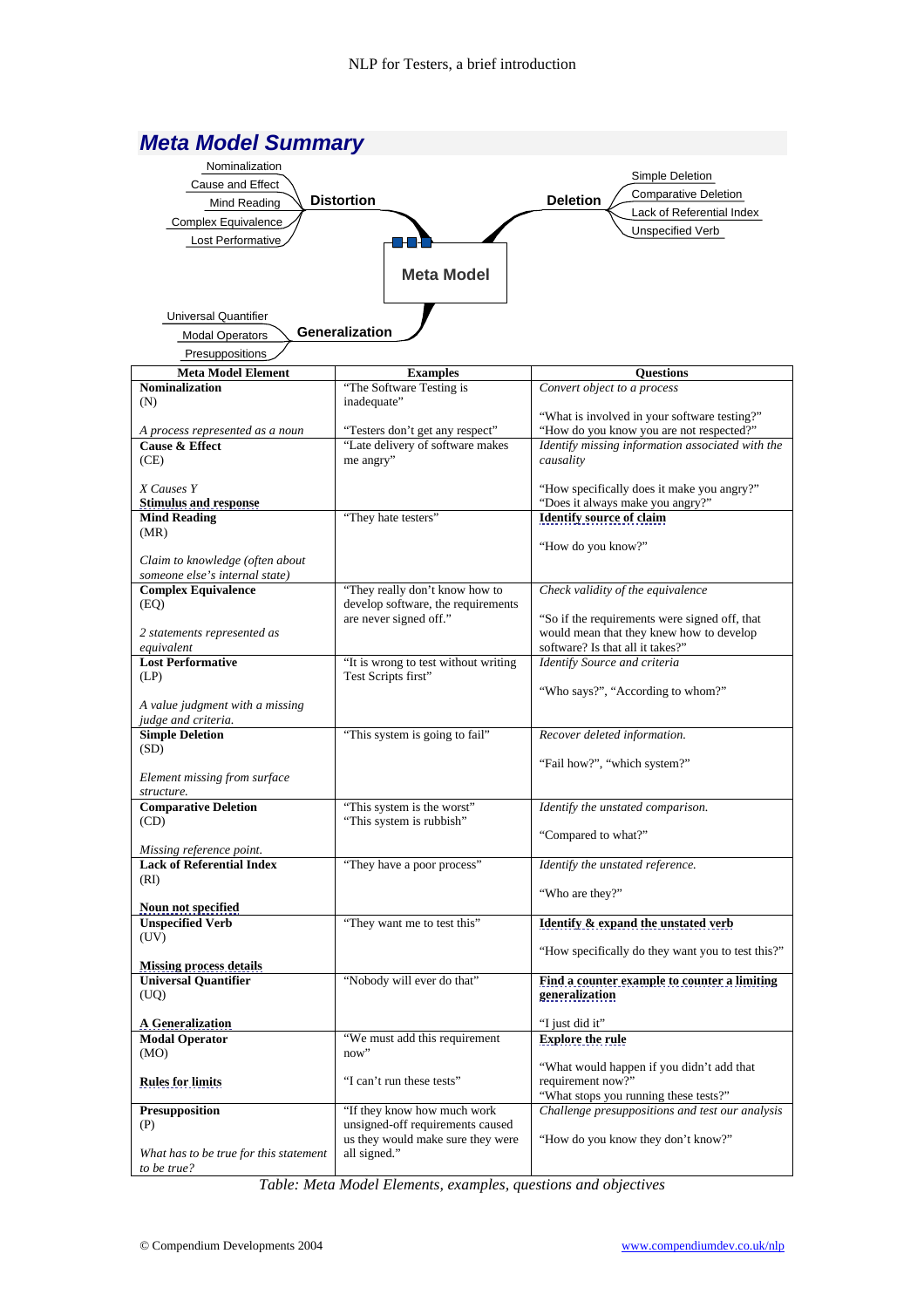## Meta Model Summary

Meta Model

- **Distortion**
  - Nominalization
  - Cause and Effect
  - Mind Reading
  - Complex Equivalence
  - Lost Performative
- **Deletion**
  - Simple Deletion
  - Comparative Deletion
  - Lack of Referential Index
  - Unspecified Verb
- **Generalization**
  - Universal Quantifier
  - Modal Operators
  - Presuppositions

| Meta Model Element | Examples | Questions |
|---|---|---|
| **Nominalization** (N)<br><br>*A process represented as a noun* | "The Software Testing is inadequate"<br><br>"Testers don't get any respect" | *Convert object to a process*<br><br>"What is involved in your software testing?"<br>"How do you know you are not respected?" |
| **Cause & Effect** (CE)<br><br>*X Causes Y*<br>**Stimulus and response** | "Late delivery of software makes me angry" | *Identify missing information associated with the causality*<br><br>"How specifically does it make you angry?"<br>"Does it always make you angry?" |
| **Mind Reading** (MR)<br><br>*Claim to knowledge (often about someone else's internal state)* | "They hate testers" | **Identify source of claim**<br><br>"How do you know?" |
| **Complex Equivalence** (EQ)<br><br>*2 statements represented as equivalent* | "They really don't know how to develop software, the requirements are never signed off." | *Check validity of the equivalence*<br><br>"So if the requirements were signed off, that would mean that they knew how to develop software? Is that all it takes?" |
| **Lost Performative** (LP)<br><br>*A value judgment with a missing judge and criteria.* | "It is wrong to test without writing Test Scripts first" | *Identify Source and criteria*<br><br>"Who says?", "According to whom?" |
| **Simple Deletion** (SD)<br><br>*Element missing from surface structure.* | "This system is going to fail" | *Recover deleted information.*<br><br>"Fail how?", "which system?" |
| **Comparative Deletion** (CD)<br><br>*Missing reference point.* | "This system is the worst"<br>"This system is rubbish" | *Identify the unstated comparison.*<br><br>"Compared to what?" |
| **Lack of Referential Index** (RI)<br><br>**Noun not specified** | "They have a poor process" | *Identify the unstated reference.*<br><br>"Who are they?" |
| **Unspecified Verb** (UV)<br><br>**Missing process details** | "They want me to test this" | **Identify & expand the unstated verb**<br><br>"How specifically do they want you to test this?" |
| **Universal Quantifier** (UQ)<br><br>**A Generalization** | "Nobody will ever do that" | **Find a counter example to counter a limiting generalization**<br><br>"I just did it" |
| **Modal Operator** (MO)<br><br>**Rules for limits** | "We must add this requirement now"<br><br>"I can't run these tests" | **Explore the rule**<br><br>"What would happen if you didn't add that requirement now?"<br>"What stops you running these tests?" |
| **Presupposition** (P)<br><br>*What has to be true for this statement to be true?* | "If they know how much work unsigned-off requirements caused us they would make sure they were all signed." | *Challenge presuppositions and test our analysis*<br><br>"How do you know they don't know?" |

*Table: Meta Model Elements, examples, questions and objectives*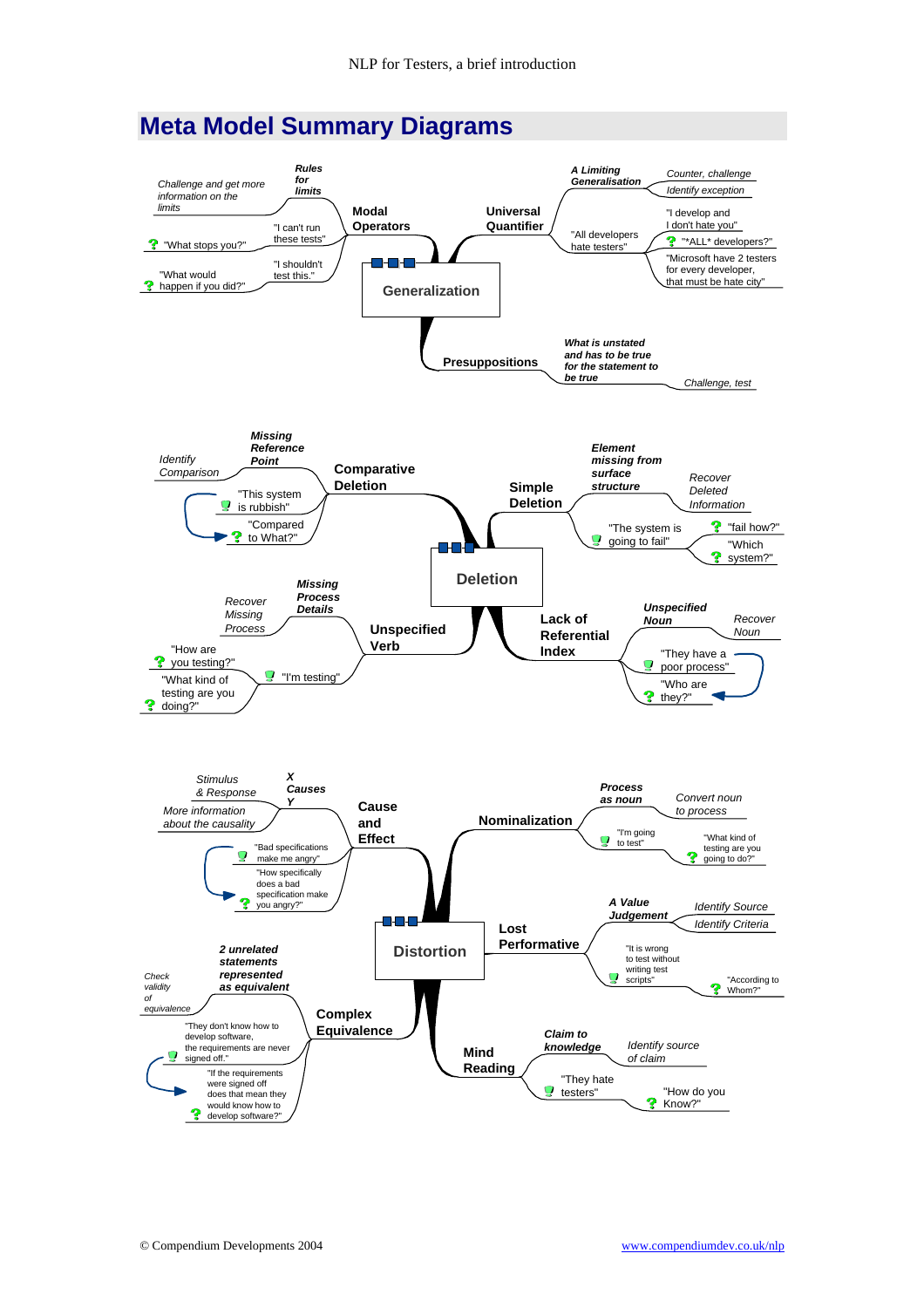## Meta Model Summary Diagrams

Generalization

Modal Operators

*Rules for limits*

*Challenge and get more information on the limits*

"I can't run these tests"

"What stops you?"

"I shouldn't test this."

"What would happen if you did?"

Universal Quantifier

***A Limiting Generalisation***

*Counter, challenge*

*Identify exception*

"All developers hate testers"

"I develop and I don't hate you"

"*ALL* developers?"

"Microsoft have 2 testers for every developer, that must be hate city"

Presuppositions

***What is unstated and has to be true for the statement to be true***

*Challenge, test*

Deletion

Comparative Deletion

***Missing Reference Point***

*Identify Comparison*

"This system is rubbish"

"Compared to What?"

Simple Deletion

***Element missing from surface structure***

*Recover Deleted Information*

"The system is going to fail"

"fail how?"

"Which system?"

Unspecified Verb

***Missing Process Details***

*Recover Missing Process*

"I'm testing"

"How are you testing?"

"What kind of testing are you doing?"

Lack of Referential Index

***Unspecified Noun***

*Recover Noun*

"They have a poor process"

"Who are they?"

Distortion

Cause and Effect

***X Causes Y***

*Stimulus & Response*

*More information about the causality*

"Bad specifications make me angry"

"How specifically does a bad specification make you angry?"

Nominalization

***Process as noun***

*Convert noun to process*

"I'm going to test"

"What kind of testing are you going to do?"

Lost Performative

***A Value Judgement***

*Identify Source*

*Identify Criteria*

"It is wrong to test without writing test scripts"

"According to Whom?"

Complex Equivalence

***2 unrelated statements represented as equivalent***

*Check validity of equivalence*

"They don't know how to develop software, the requirements are never signed off."

"If the requirements were signed off does that mean they would know how to develop software?"

Mind Reading

***Claim to knowledge***

*Identify source of claim*

"They hate testers"

"How do you Know?"

© Compendium Developments 2004

www.compendiumdev.co.uk/nlp